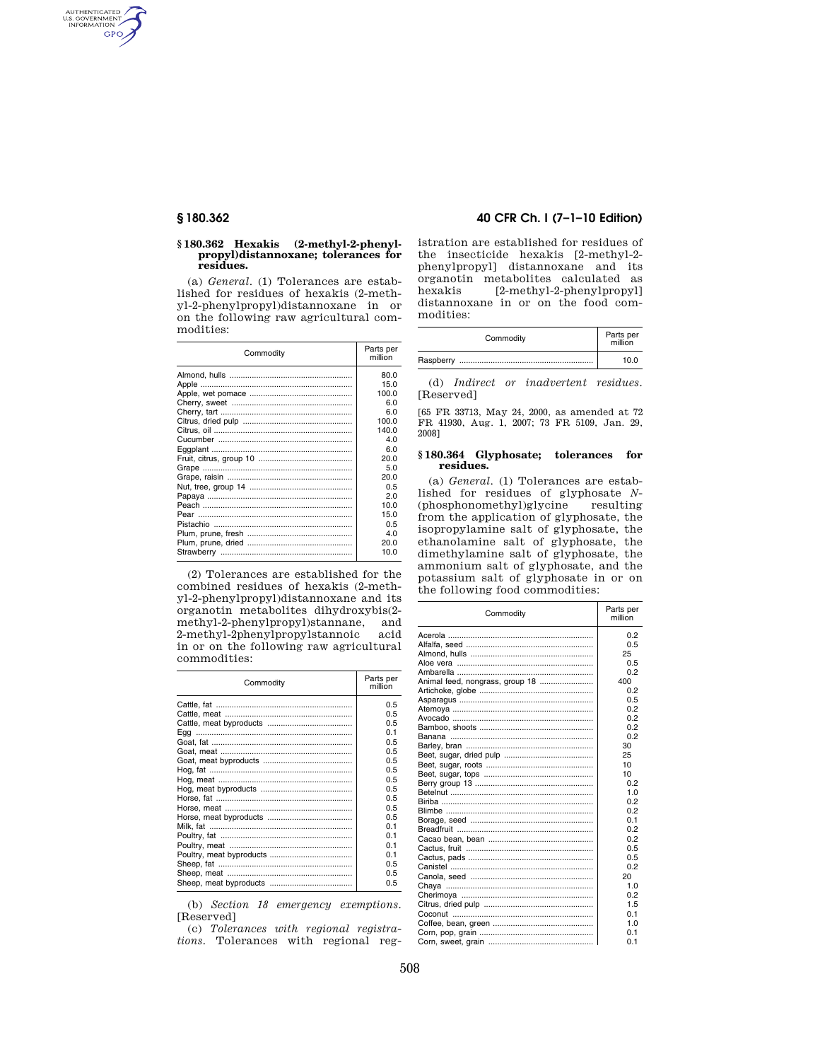## § 180.362 Hexakis (2-methyl-2-phenylpropyl)distannoxane; tolerances for residues.

(a) *General*. (1) Tolerances are established for residues of hexakis (2-methyl-2-phenylpropyl)distannoxane in or on the following raw agricultural commodities:

| Commodity | Parts per million |
|---|---|
| Almond, hulls | 80.0 |
| Apple | 15.0 |
| Apple, wet pomace | 100.0 |
| Cherry, sweet | 6.0 |
| Cherry, tart | 6.0 |
| Citrus, dried pulp | 100.0 |
| Citrus, oil | 140.0 |
| Cucumber | 4.0 |
| Eggplant | 6.0 |
| Fruit, citrus, group 10 | 20.0 |
| Grape | 5.0 |
| Grape, raisin | 20.0 |
| Nut, tree, group 14 | 0.5 |
| Papaya | 2.0 |
| Peach | 10.0 |
| Pear | 15.0 |
| Pistachio | 0.5 |
| Plum, prune, fresh | 4.0 |
| Plum, prune, dried | 20.0 |
| Strawberry | 10.0 |

(2) Tolerances are established for the combined residues of hexakis (2-methyl-2-phenylpropyl)distannoxane and its organotin metabolites dihydroxybis(2-methyl-2-phenylpropyl)stannane, and 2-methyl-2phenylpropylstannoic acid in or on the following raw agricultural commodities:

| Commodity | Parts per million |
|---|---|
| Cattle, fat | 0.5 |
| Cattle, meat | 0.5 |
| Cattle, meat byproducts | 0.5 |
| Egg | 0.1 |
| Goat, fat | 0.5 |
| Goat, meat | 0.5 |
| Goat, meat byproducts | 0.5 |
| Hog, fat | 0.5 |
| Hog, meat | 0.5 |
| Hog, meat byproducts | 0.5 |
| Horse, fat | 0.5 |
| Horse, meat | 0.5 |
| Horse, meat byproducts | 0.5 |
| Milk, fat | 0.1 |
| Poultry, fat | 0.1 |
| Poultry, meat | 0.1 |
| Poultry, meat byproducts | 0.1 |
| Sheep, fat | 0.5 |
| Sheep, meat | 0.5 |
| Sheep, meat byproducts | 0.5 |

(b) *Section 18 emergency exemptions*. [Reserved]

(c) *Tolerances with regional registrations*. Tolerances with regional registration are established for residues of the insecticide hexakis [2-methyl-2-phenylpropyl] distannoxane and its organotin metabolites calculated as hexakis [2-methyl-2-phenylpropyl] distannoxane in or on the food commodities:

| Commodity | Parts per million |
|---|---|
| Raspberry | 10.0 |

(d) *Indirect or inadvertent residues*. [Reserved]

[65 FR 33713, May 24, 2000, as amended at 72 FR 41930, Aug. 1, 2007; 73 FR 5109, Jan. 29, 2008]

## § 180.364 Glyphosate; tolerances for residues.

(a) *General*. (1) Tolerances are established for residues of glyphosate *N*-(phosphonomethyl)glycine resulting from the application of glyphosate, the isopropylamine salt of glyphosate, the ethanolamine salt of glyphosate, the dimethylamine salt of glyphosate, the ammonium salt of glyphosate, and the potassium salt of glyphosate in or on the following food commodities:

| Commodity | Parts per million |
|---|---|
| Acerola | 0.2 |
| Alfalfa, seed | 0.5 |
| Almond, hulls | 25 |
| Aloe vera | 0.5 |
| Ambarella | 0.2 |
| Animal feed, nongrass, group 18 | 400 |
| Artichoke, globe | 0.2 |
| Asparagus | 0.5 |
| Atemoya | 0.2 |
| Avocado | 0.2 |
| Bamboo, shoots | 0.2 |
| Banana | 0.2 |
| Barley, bran | 30 |
| Beet, sugar, dried pulp | 25 |
| Beet, sugar, roots | 10 |
| Beet, sugar, tops | 10 |
| Berry group 13 | 0.2 |
| Betelnut | 1.0 |
| Biriba | 0.2 |
| Blimbe | 0.2 |
| Borage, seed | 0.1 |
| Breadfruit | 0.2 |
| Cacao bean, bean | 0.2 |
| Cactus, fruit | 0.5 |
| Cactus, pads | 0.5 |
| Canistel | 0.2 |
| Canola, seed | 20 |
| Chaya | 1.0 |
| Cherimoya | 0.2 |
| Citrus, dried pulp | 1.5 |
| Coconut | 0.1 |
| Coffee, bean, green | 1.0 |
| Corn, pop, grain | 0.1 |
| Corn, sweet, grain | 0.1 |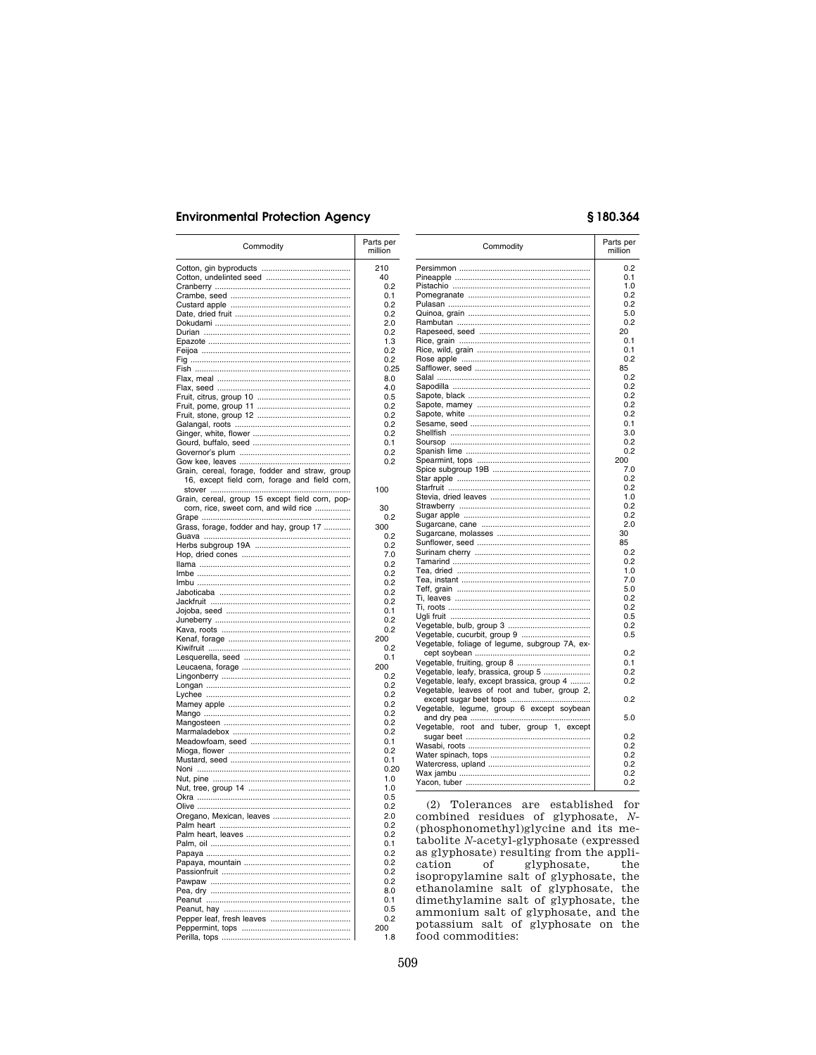| Commodity | Parts per million |
|---|---|
| Cotton, gin byproducts | 210 |
| Cotton, undelinted seed | 40 |
| Cranberry | 0.2 |
| Crambe, seed | 0.1 |
| Custard apple | 0.2 |
| Date, dried fruit | 0.2 |
| Dokudami | 2.0 |
| Durian | 0.2 |
| Epazote | 1.3 |
| Feijoa | 0.2 |
| Fig | 0.2 |
| Fish | 0.25 |
| Flax, meal | 8.0 |
| Flax, seed | 4.0 |
| Fruit, citrus, group 10 | 0.5 |
| Fruit, pome, group 11 | 0.2 |
| Fruit, stone, group 12 | 0.2 |
| Galangal, roots | 0.2 |
| Ginger, white, flower | 0.2 |
| Gourd, buffalo, seed | 0.1 |
| Governor's plum | 0.2 |
| Gow kee, leaves | 0.2 |
| Grain, cereal, forage, fodder and straw, group 16, except field corn, forage and field corn, stover | 100 |
| Grain, cereal, group 15 except field corn, popcorn, rice, sweet corn, and wild rice | 30 |
| Grape | 0.2 |
| Grass, forage, fodder and hay, group 17 | 300 |
| Guava | 0.2 |
| Herbs subgroup 19A | 0.2 |
| Hop, dried cones | 7.0 |
| Ilama | 0.2 |
| Imbe | 0.2 |
| Imbu | 0.2 |
| Jaboticaba | 0.2 |
| Jackfruit | 0.2 |
| Jojoba, seed | 0.1 |
| Juneberry | 0.2 |
| Kava, roots | 0.2 |
| Kenaf, forage | 200 |
| Kiwifruit | 0.2 |
| Lesquerella, seed | 0.1 |
| Leucaena, forage | 200 |
| Lingonberry | 0.2 |
| Longan | 0.2 |
| Lychee | 0.2 |
| Mamey apple | 0.2 |
| Mango | 0.2 |
| Mangosteen | 0.2 |
| Marmaladebox | 0.2 |
| Meadowfoam, seed | 0.1 |
| Mioga, flower | 0.2 |
| Mustard, seed | 0.1 |
| Noni | 0.20 |
| Nut, pine | 1.0 |
| Nut, tree, group 14 | 1.0 |
| Okra | 0.5 |
| Olive | 0.2 |
| Oregano, Mexican, leaves | 2.0 |
| Palm heart | 0.2 |
| Palm heart, leaves | 0.2 |
| Palm, oil | 0.1 |
| Papaya | 0.2 |
| Papaya, mountain | 0.2 |
| Passionfruit | 0.2 |
| Pawpaw | 0.2 |
| Pea, dry | 8.0 |
| Peanut | 0.1 |
| Peanut, hay | 0.5 |
| Pepper leaf, fresh leaves | 0.2 |
| Peppermint, tops | 200 |
| Perilla, tops | 1.8 |
| Persimmon | 0.2 |
| Pineapple | 0.1 |
| Pistachio | 1.0 |
| Pomegranate | 0.2 |
| Pulasan | 0.2 |
| Quinoa, grain | 5.0 |
| Rambutan | 0.2 |
| Rapeseed, seed | 20 |
| Rice, grain | 0.1 |
| Rice, wild, grain | 0.1 |
| Rose apple | 0.2 |
| Safflower, seed | 85 |
| Salal | 0.2 |
| Sapodilla | 0.2 |
| Sapote, black | 0.2 |
| Sapote, mamey | 0.2 |
| Sapote, white | 0.2 |
| Sesame, seed | 0.1 |
| Shellfish | 3.0 |
| Soursop | 0.2 |
| Spanish lime | 0.2 |
| Spearmint, tops | 200 |
| Spice subgroup 19B | 7.0 |
| Star apple | 0.2 |
| Starfruit | 0.2 |
| Stevia, dried leaves | 1.0 |
| Strawberry | 0.2 |
| Sugar apple | 0.2 |
| Sugarcane, cane | 2.0 |
| Sugarcane, molasses | 30 |
| Sunflower, seed | 85 |
| Surinam cherry | 0.2 |
| Tamarind | 0.2 |
| Tea, dried | 1.0 |
| Tea, instant | 7.0 |
| Teff, grain | 5.0 |
| Ti, leaves | 0.2 |
| Ti, roots | 0.2 |
| Ugli fruit | 0.5 |
| Vegetable, bulb, group 3 | 0.2 |
| Vegetable, cucurbit, group 9 | 0.5 |
| Vegetable, foliage of legume, subgroup 7A, except soybean | 0.2 |
| Vegetable, fruiting, group 8 | 0.1 |
| Vegetable, leafy, brassica, group 5 | 0.2 |
| Vegetable, leafy, except brassica, group 4 | 0.2 |
| Vegetable, leaves of root and tuber, group 2, except sugar beet tops | 0.2 |
| Vegetable, legume, group 6 except soybean and dry pea | 5.0 |
| Vegetable, root and tuber, group 1, except sugar beet | 0.2 |
| Wasabi, roots | 0.2 |
| Water spinach, tops | 0.2 |
| Watercress, upland | 0.2 |
| Wax jambu | 0.2 |
| Yacon, tuber | 0.2 |

(2) Tolerances are established for combined residues of glyphosate, *N*-(phosphonomethyl)glycine and its metabolite *N*-acetyl-glyphosate (expressed as glyphosate) resulting from the application of glyphosate, the isopropylamine salt of glyphosate, the ethanolamine salt of glyphosate, the dimethylamine salt of glyphosate, the ammonium salt of glyphosate, and the potassium salt of glyphosate on the food commodities: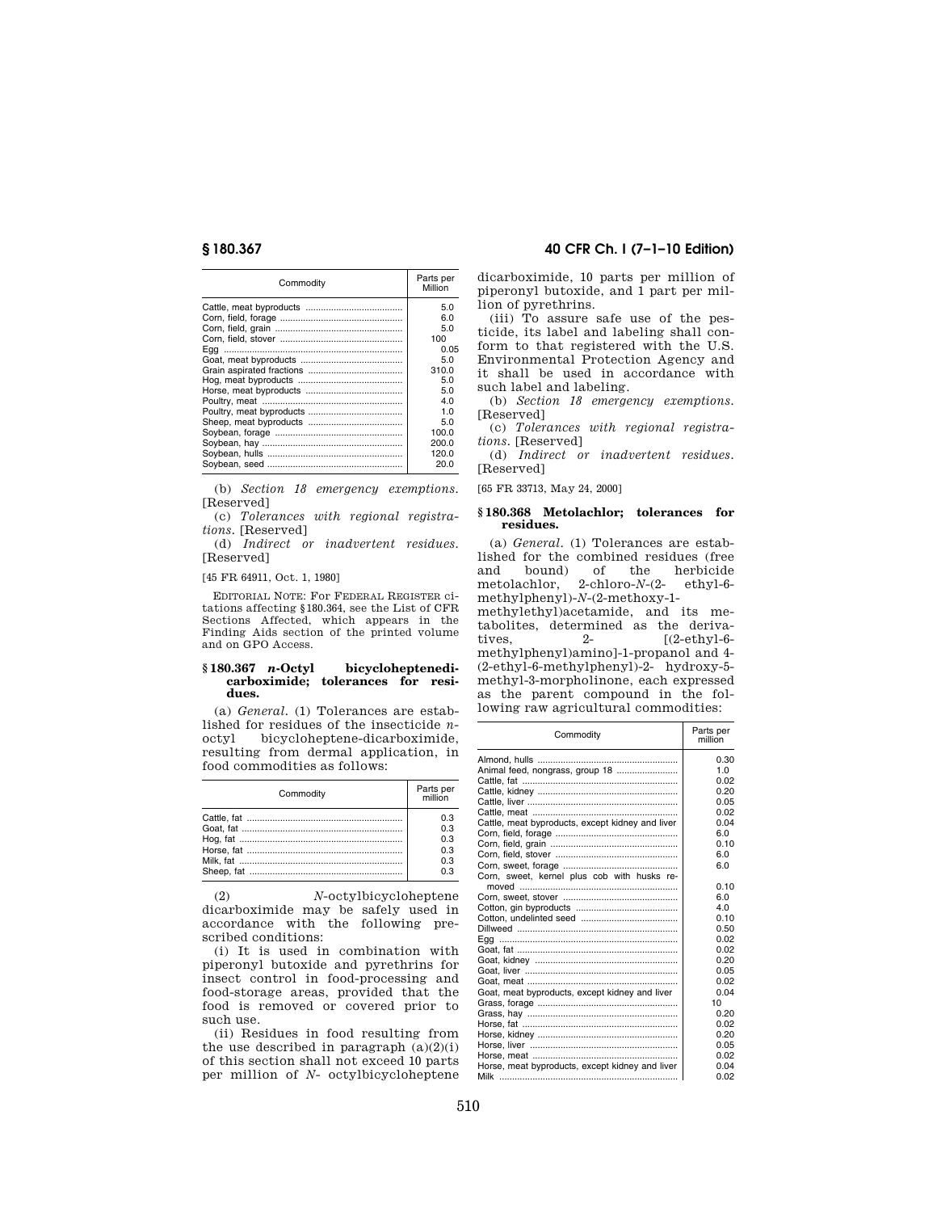| Commodity | Parts per Million |
| --- | --- |
| Cattle, meat byproducts | 5.0 |
| Corn, field, forage | 6.0 |
| Corn, field, grain | 5.0 |
| Corn, field, stover | 100 |
| Egg | 0.05 |
| Goat, meat byproducts | 5.0 |
| Grain aspirated fractions | 310.0 |
| Hog, meat byproducts | 5.0 |
| Horse, meat byproducts | 5.0 |
| Poultry, meat | 4.0 |
| Poultry, meat byproducts | 1.0 |
| Sheep, meat byproducts | 5.0 |
| Soybean, forage | 100.0 |
| Soybean, hay | 200.0 |
| Soybean, hulls | 120.0 |
| Soybean, seed | 20.0 |

(b) *Section 18 emergency exemptions.* [Reserved]

(c) *Tolerances with regional registrations.* [Reserved]

(d) *Indirect or inadvertent residues.* [Reserved]

[45 FR 64911, Oct. 1, 1980]

EDITORIAL NOTE: For FEDERAL REGISTER citations affecting §180.364, see the List of CFR Sections Affected, which appears in the Finding Aids section of the printed volume and on GPO Access.

## § 180.367 *n*-Octyl bicycloheptenedicarboximide; tolerances for residues.

(a) *General.* (1) Tolerances are established for residues of the insecticide *n*-octyl bicycloheptene-dicarboximide, resulting from dermal application, in food commodities as follows:

| Commodity | Parts per million |
| --- | --- |
| Cattle, fat | 0.3 |
| Goat, fat | 0.3 |
| Hog, fat | 0.3 |
| Horse, fat | 0.3 |
| Milk, fat | 0.3 |
| Sheep, fat | 0.3 |

(2) *N*-octylbicycloheptene dicarboximide may be safely used in accordance with the following prescribed conditions:

(i) It is used in combination with piperonyl butoxide and pyrethrins for insect control in food-processing and food-storage areas, provided that the food is removed or covered prior to such use.

(ii) Residues in food resulting from the use described in paragraph (a)(2)(i) of this section shall not exceed 10 parts per million of *N*- octylbicycloheptene dicarboximide, 10 parts per million of piperonyl butoxide, and 1 part per million of pyrethrins.

(iii) To assure safe use of the pesticide, its label and labeling shall conform to that registered with the U.S. Environmental Protection Agency and it shall be used in accordance with such label and labeling.

(b) *Section 18 emergency exemptions.* [Reserved]

(c) *Tolerances with regional registrations.* [Reserved]

(d) *Indirect or inadvertent residues.* [Reserved]

[65 FR 33713, May 24, 2000]

## § 180.368 Metolachlor; tolerances for residues.

(a) *General.* (1) Tolerances are established for the combined residues (free and bound) of the herbicide metolachlor, 2-chloro-*N*-(2- ethyl-6-methylphenyl)-*N*-(2-methoxy-1-methylethyl)acetamide, and its metabolites, determined as the derivatives, 2- [(2-ethyl-6-methylphenyl)amino]-1-propanol and 4-(2-ethyl-6-methylphenyl)-2- hydroxy-5-methyl-3-morpholinone, each expressed as the parent compound in the following raw agricultural commodities:

| Commodity | Parts per million |
| --- | --- |
| Almond, hulls | 0.30 |
| Animal feed, nongrass, group 18 | 1.0 |
| Cattle, fat | 0.02 |
| Cattle, kidney | 0.20 |
| Cattle, liver | 0.05 |
| Cattle, meat | 0.02 |
| Cattle, meat byproducts, except kidney and liver | 0.04 |
| Corn, field, forage | 6.0 |
| Corn, field, grain | 0.10 |
| Corn, field, stover | 6.0 |
| Corn, sweet, forage | 6.0 |
| Corn, sweet, kernel plus cob with husks removed | 0.10 |
| Corn, sweet, stover | 6.0 |
| Cotton, gin byproducts | 4.0 |
| Cotton, undelinted seed | 0.10 |
| Dillweed | 0.50 |
| Egg | 0.02 |
| Goat, fat | 0.02 |
| Goat, kidney | 0.20 |
| Goat, liver | 0.05 |
| Goat, meat | 0.02 |
| Goat, meat byproducts, except kidney and liver | 0.04 |
| Grass, forage | 10 |
| Grass, hay | 0.20 |
| Horse, fat | 0.02 |
| Horse, kidney | 0.20 |
| Horse, liver | 0.05 |
| Horse, meat | 0.02 |
| Horse, meat byproducts, except kidney and liver | 0.04 |
| Milk | 0.02 |